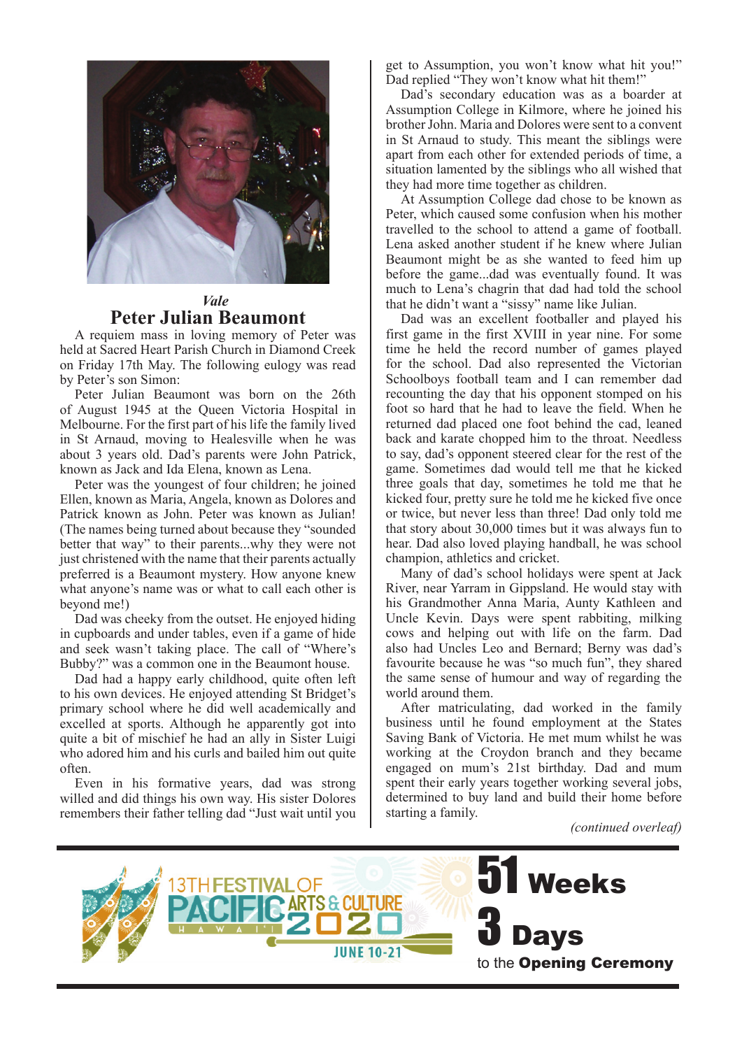*Vale*

# Peter Julian Beaumont

A requiem mass in loving memory of Peter was held at Sacred Heart Parish Church in Diamond Creek on Friday 17th May. The following eulogy was read by Peter's son Simon:

Peter Julian Beaumont was born on the 26th of August 1945 at the Queen Victoria Hospital in Melbourne. For the first part of his life the family lived in St Arnaud, moving to Healesville when he was about 3 years old. Dad's parents were John Patrick, known as Jack and Ida Elena, known as Lena.

Peter was the youngest of four children; he joined Ellen, known as Maria, Angela, known as Dolores and Patrick known as John. Peter was known as Julian! (The names being turned about because they "sounded better that way" to their parents...why they were not just christened with the name that their parents actually preferred is a Beaumont mystery. How anyone knew what anyone's name was or what to call each other is beyond me!)

Dad was cheeky from the outset. He enjoyed hiding in cupboards and under tables, even if a game of hide and seek wasn't taking place. The call of "Where's Bubby?" was a common one in the Beaumont house.

Dad had a happy early childhood, quite often left to his own devices. He enjoyed attending St Bridget's primary school where he did well academically and excelled at sports. Although he apparently got into quite a bit of mischief he had an ally in Sister Luigi who adored him and his curls and bailed him out quite often.

Even in his formative years, dad was strong willed and did things his own way. His sister Dolores remembers their father telling dad "Just wait until you get to Assumption, you won't know what hit you!" Dad replied "They won't know what hit them!"

Dad's secondary education was as a boarder at Assumption College in Kilmore, where he joined his brother John. Maria and Dolores were sent to a convent in St Arnaud to study. This meant the siblings were apart from each other for extended periods of time, a situation lamented by the siblings who all wished that they had more time together as children.

At Assumption College dad chose to be known as Peter, which caused some confusion when his mother travelled to the school to attend a game of football. Lena asked another student if he knew where Julian Beaumont might be as she wanted to feed him up before the game...dad was eventually found. It was much to Lena's chagrin that dad had told the school that he didn't want a "sissy" name like Julian.

Dad was an excellent footballer and played his first game in the first XVIII in year nine. For some time he held the record number of games played for the school. Dad also represented the Victorian Schoolboys football team and I can remember dad recounting the day that his opponent stomped on his foot so hard that he had to leave the field. When he returned dad placed one foot behind the cad, leaned back and karate chopped him to the throat. Needless to say, dad's opponent steered clear for the rest of the game. Sometimes dad would tell me that he kicked three goals that day, sometimes he told me that he kicked four, pretty sure he told me he kicked five once or twice, but never less than three! Dad only told me that story about 30,000 times but it was always fun to hear. Dad also loved playing handball, he was school champion, athletics and cricket.

Many of dad's school holidays were spent at Jack River, near Yarram in Gippsland. He would stay with his Grandmother Anna Maria, Aunty Kathleen and Uncle Kevin. Days were spent rabbiting, milking cows and helping out with life on the farm. Dad also had Uncles Leo and Bernard; Berny was dad's favourite because he was "so much fun", they shared the same sense of humour and way of regarding the world around them.

After matriculating, dad worked in the family business until he found employment at the States Saving Bank of Victoria. He met mum whilst he was working at the Croydon branch and they became engaged on mum's 21st birthday. Dad and mum spent their early years together working several jobs, determined to buy land and build their home before starting a family.

*(continued overleaf)*

13TH FESTIVAL OF PACIFIC ARTS & CULTURE 2020 HAWAI'I JUNE 10-21

**51 Weeks 3 Days** to the **Opening Ceremony**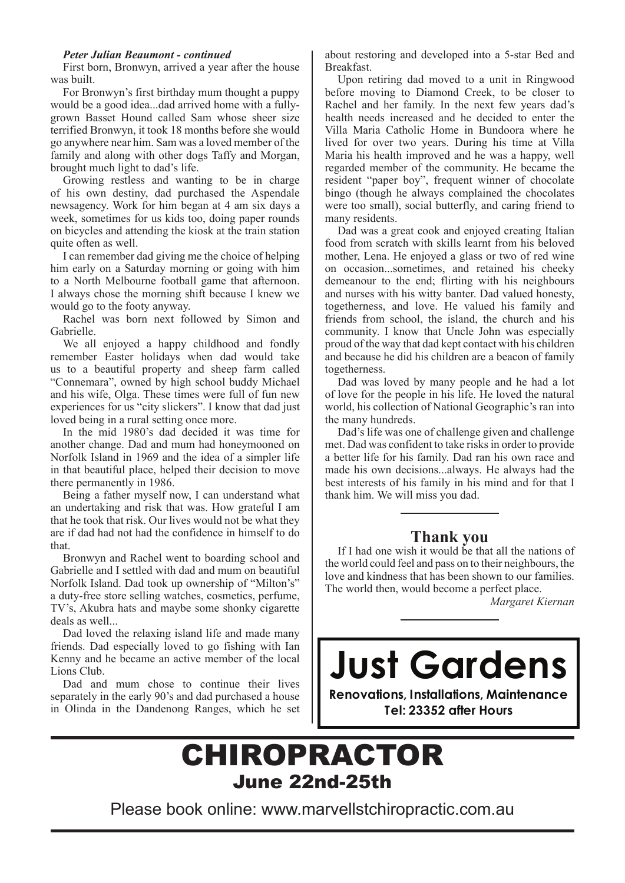*Peter Julian Beaumont - continued*

First born, Bronwyn, arrived a year after the house was built.

For Bronwyn's first birthday mum thought a puppy would be a good idea...dad arrived home with a fully-grown Basset Hound called Sam whose sheer size terrified Bronwyn, it took 18 months before she would go anywhere near him. Sam was a loved member of the family and along with other dogs Taffy and Morgan, brought much light to dad's life.

Growing restless and wanting to be in charge of his own destiny, dad purchased the Aspendale newsagency. Work for him began at 4 am six days a week, sometimes for us kids too, doing paper rounds on bicycles and attending the kiosk at the train station quite often as well.

I can remember dad giving me the choice of helping him early on a Saturday morning or going with him to a North Melbourne football game that afternoon. I always chose the morning shift because I knew we would go to the footy anyway.

Rachel was born next followed by Simon and Gabrielle.

We all enjoyed a happy childhood and fondly remember Easter holidays when dad would take us to a beautiful property and sheep farm called "Connemara", owned by high school buddy Michael and his wife, Olga. These times were full of fun new experiences for us "city slickers". I know that dad just loved being in a rural setting once more.

In the mid 1980's dad decided it was time for another change. Dad and mum had honeymooned on Norfolk Island in 1969 and the idea of a simpler life in that beautiful place, helped their decision to move there permanently in 1986.

Being a father myself now, I can understand what an undertaking and risk that was. How grateful I am that he took that risk. Our lives would not be what they are if dad had not had the confidence in himself to do that.

Bronwyn and Rachel went to boarding school and Gabrielle and I settled with dad and mum on beautiful Norfolk Island. Dad took up ownership of "Milton's" a duty-free store selling watches, cosmetics, perfume, TV's, Akubra hats and maybe some shonky cigarette deals as well...

Dad loved the relaxing island life and made many friends. Dad especially loved to go fishing with Ian Kenny and he became an active member of the local Lions Club.

Dad and mum chose to continue their lives separately in the early 90's and dad purchased a house in Olinda in the Dandenong Ranges, which he set about restoring and developed into a 5-star Bed and Breakfast.

Upon retiring dad moved to a unit in Ringwood before moving to Diamond Creek, to be closer to Rachel and her family. In the next few years dad's health needs increased and he decided to enter the Villa Maria Catholic Home in Bundoora where he lived for over two years. During his time at Villa Maria his health improved and he was a happy, well regarded member of the community. He became the resident "paper boy", frequent winner of chocolate bingo (though he always complained the chocolates were too small), social butterfly, and caring friend to many residents.

Dad was a great cook and enjoyed creating Italian food from scratch with skills learnt from his beloved mother, Lena. He enjoyed a glass or two of red wine on occasion...sometimes, and retained his cheeky demeanour to the end; flirting with his neighbours and nurses with his witty banter. Dad valued honesty, togetherness, and love. He valued his family and friends from school, the island, the church and his community. I know that Uncle John was especially proud of the way that dad kept contact with his children and because he did his children are a beacon of family togetherness.

Dad was loved by many people and he had a lot of love for the people in his life. He loved the natural world, his collection of National Geographic's ran into the many hundreds.

Dad's life was one of challenge given and challenge met. Dad was confident to take risks in order to provide a better life for his family. Dad ran his own race and made his own decisions...always. He always had the best interests of his family in his mind and for that I thank him. We will miss you dad.

---

## Thank you

If I had one wish it would be that all the nations of the world could feel and pass on to their neighbours, the love and kindness that has been shown to our families. The world then, would become a perfect place.

*Margaret Kiernan*

---

# Just Gardens

**Renovations, Installations, Maintenance**
**Tel: 23352 after Hours**

---

# CHIROPRACTOR

## June 22nd-25th

Please book online: www.marvellstchiropractic.com.au